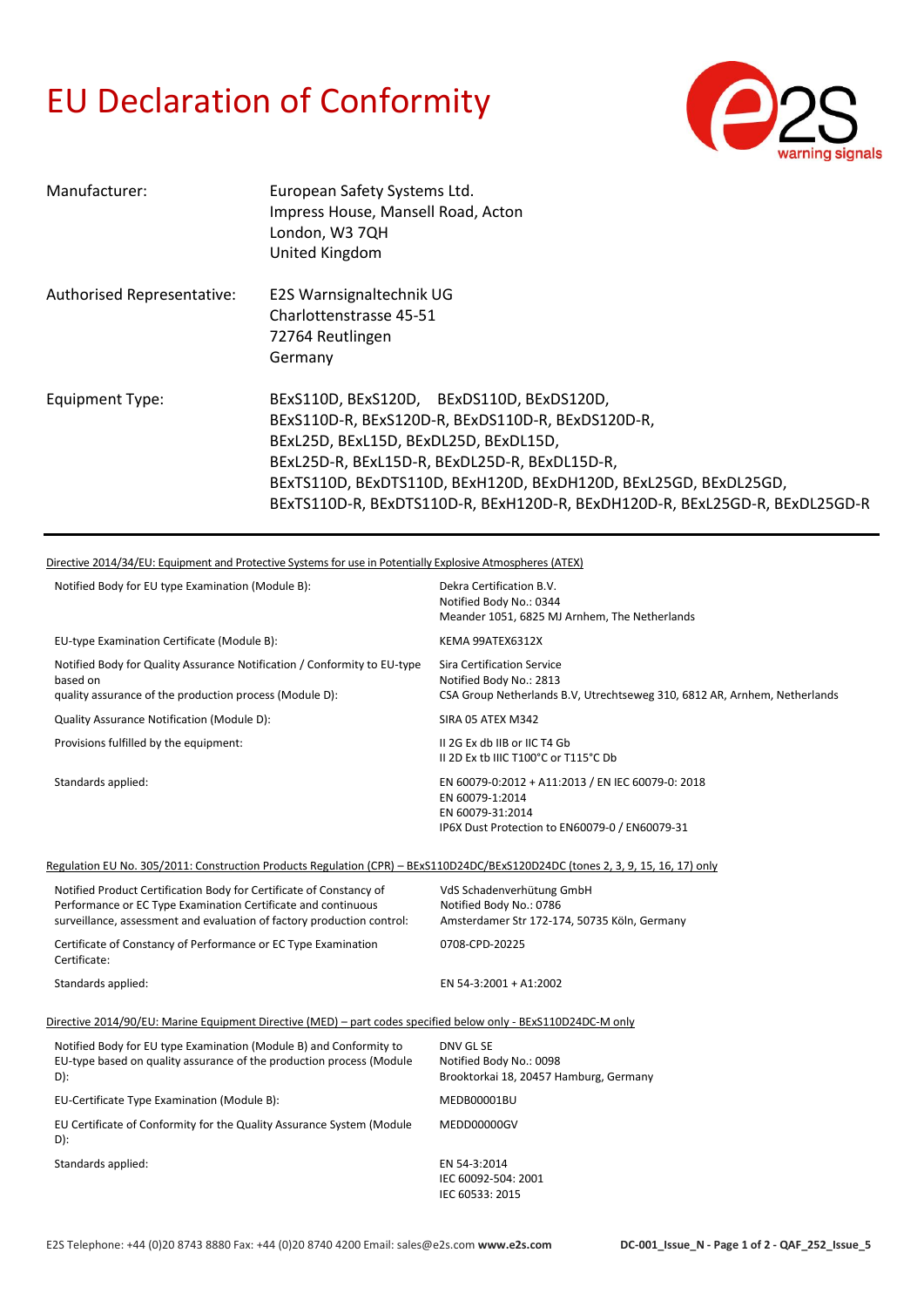# EU Declaration of Conformity

| | |
|---|---|
| Manufacturer: | European Safety Systems Ltd.<br>Impress House, Mansell Road, Acton<br>London, W3 7QH<br>United Kingdom |
| Authorised Representative: | E2S Warnsignaltechnik UG<br>Charlottenstrasse 45-51<br>72764 Reutlingen<br>Germany |
| Equipment Type: | BExS110D, BExS120D, BExDS110D, BExDS120D,<br>BExS110D-R, BExS120D-R, BExDS110D-R, BExDS120D-R,<br>BExL25D, BExL15D, BExDL25D, BExDL15D,<br>BExL25D-R, BExL15D-R, BExDL25D-R, BExDL15D-R,<br>BExTS110D, BExDTS110D, BExH120D, BExDH120D, BExL25GD, BExDL25GD,<br>BExTS110D-R, BExDTS110D-R, BExH120D-R, BExDH120D-R, BExL25GD-R, BExDL25GD-R |

Directive 2014/34/EU: Equipment and Protective Systems for use in Potentially Explosive Atmospheres (ATEX)

| | |
|---|---|
| Notified Body for EU type Examination (Module B): | Dekra Certification B.V.<br>Notified Body No.: 0344<br>Meander 1051, 6825 MJ Arnhem, The Netherlands |
| EU-type Examination Certificate (Module B): | KEMA 99ATEX6312X |
| Notified Body for Quality Assurance Notification / Conformity to EU-type based on quality assurance of the production process (Module D): | Sira Certification Service<br>Notified Body No.: 2813<br>CSA Group Netherlands B.V, Utrechtseweg 310, 6812 AR, Arnhem, Netherlands |
| Quality Assurance Notification (Module D): | SIRA 05 ATEX M342 |
| Provisions fulfilled by the equipment: | II 2G Ex db IIB or IIC T4 Gb<br>II 2D Ex tb IIIC T100°C or T115°C Db |
| Standards applied: | EN 60079-0:2012 + A11:2013 / EN IEC 60079-0: 2018<br>EN 60079-1:2014<br>EN 60079-31:2014<br>IP6X Dust Protection to EN60079-0 / EN60079-31 |

Regulation EU No. 305/2011: Construction Products Regulation (CPR) – BExS110D24DC/BExS120D24DC (tones 2, 3, 9, 15, 16, 17) only

| | |
|---|---|
| Notified Product Certification Body for Certificate of Constancy of Performance or EC Type Examination Certificate and continuous surveillance, assessment and evaluation of factory production control: | VdS Schadenverhütung GmbH<br>Notified Body No.: 0786<br>Amsterdamer Str 172-174, 50735 Köln, Germany |
| Certificate of Constancy of Performance or EC Type Examination Certificate: | 0708-CPD-20225 |
| Standards applied: | EN 54-3:2001 + A1:2002 |

Directive 2014/90/EU: Marine Equipment Directive (MED) – part codes specified below only - BExS110D24DC-M only

| | |
|---|---|
| Notified Body for EU type Examination (Module B) and Conformity to EU-type based on quality assurance of the production process (Module D): | DNV GL SE<br>Notified Body No.: 0098<br>Brooktorkai 18, 20457 Hamburg, Germany |
| EU-Certificate Type Examination (Module B): | MEDB00001BU |
| EU Certificate of Conformity for the Quality Assurance System (Module D): | MEDD00000GV |
| Standards applied: | EN 54-3:2014<br>IEC 60092-504: 2001<br>IEC 60533: 2015 |

E2S Telephone: +44 (0)20 8743 8880 Fax: +44 (0)20 8740 4200 Email: sales@e2s.com **www.e2s.com**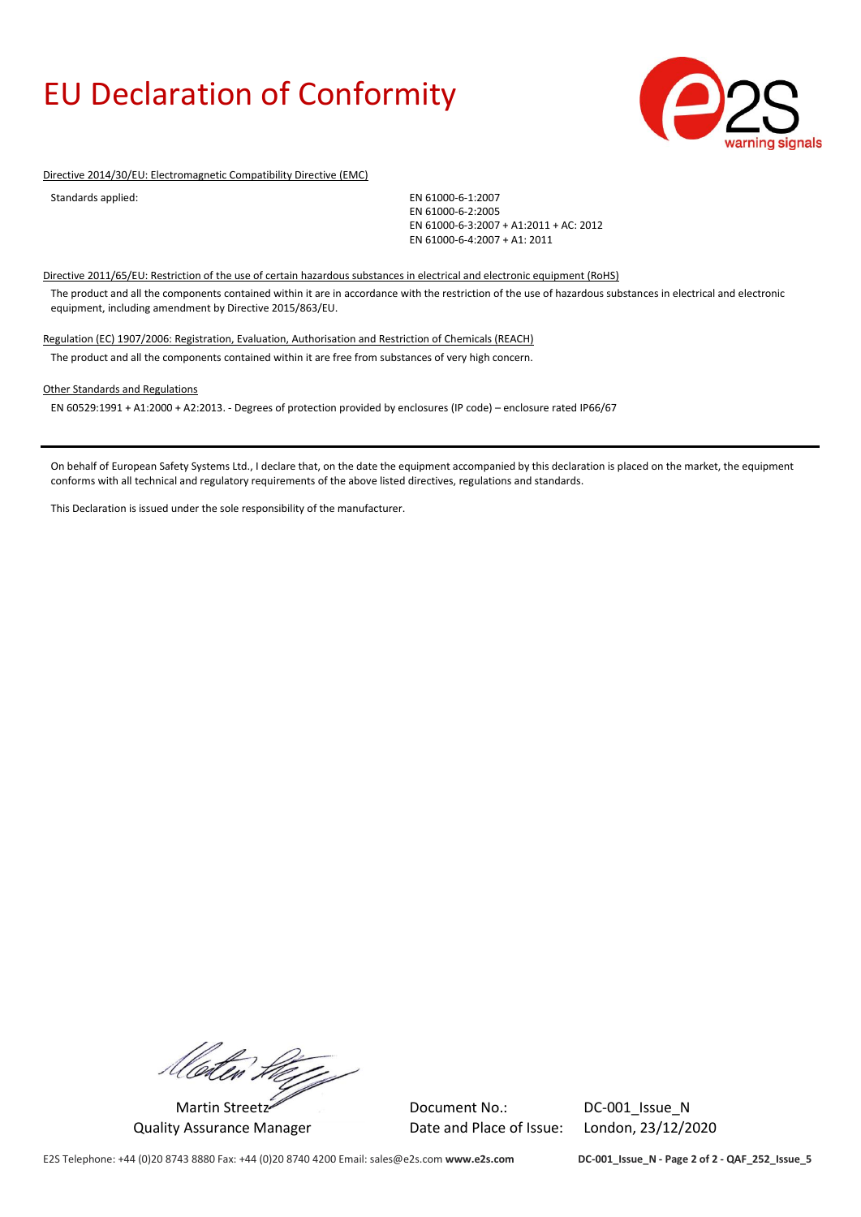# EU Declaration of Conformity

Directive 2014/30/EU: Electromagnetic Compatibility Directive (EMC)

Standards applied:

EN 61000-6-1:2007
EN 61000-6-2:2005
EN 61000-6-3:2007 + A1:2011 + AC: 2012
EN 61000-6-4:2007 + A1: 2011

Directive 2011/65/EU: Restriction of the use of certain hazardous substances in electrical and electronic equipment (RoHS)

The product and all the components contained within it are in accordance with the restriction of the use of hazardous substances in electrical and electronic equipment, including amendment by Directive 2015/863/EU.

Regulation (EC) 1907/2006: Registration, Evaluation, Authorisation and Restriction of Chemicals (REACH)

The product and all the components contained within it are free from substances of very high concern.

Other Standards and Regulations

EN 60529:1991 + A1:2000 + A2:2013. - Degrees of protection provided by enclosures (IP code) – enclosure rated IP66/67

---

On behalf of European Safety Systems Ltd., I declare that, on the date the equipment accompanied by this declaration is placed on the market, the equipment conforms with all technical and regulatory requirements of the above listed directives, regulations and standards.

This Declaration is issued under the sole responsibility of the manufacturer.

Martin Streetz
Quality Assurance Manager

Document No.: DC-001_Issue_N
Date and Place of Issue: London, 23/12/2020

E2S Telephone: +44 (0)20 8743 8880 Fax: +44 (0)20 8740 4200 Email: sales@e2s.com **www.e2s.com**